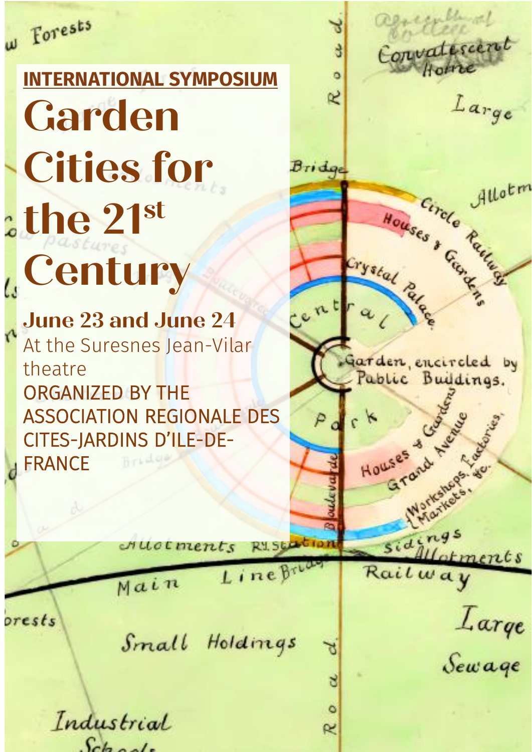**INTERNATIONAL SYMPOSIUM**

# Garden Cities for the 21st Century

**June 23 and June 24**

At the Suresnes Jean-Vilar theatre

ORGANIZED BY THE ASSOCIATION REGIONALE DES CITES-JARDINS D'ILE-DE-FRANCE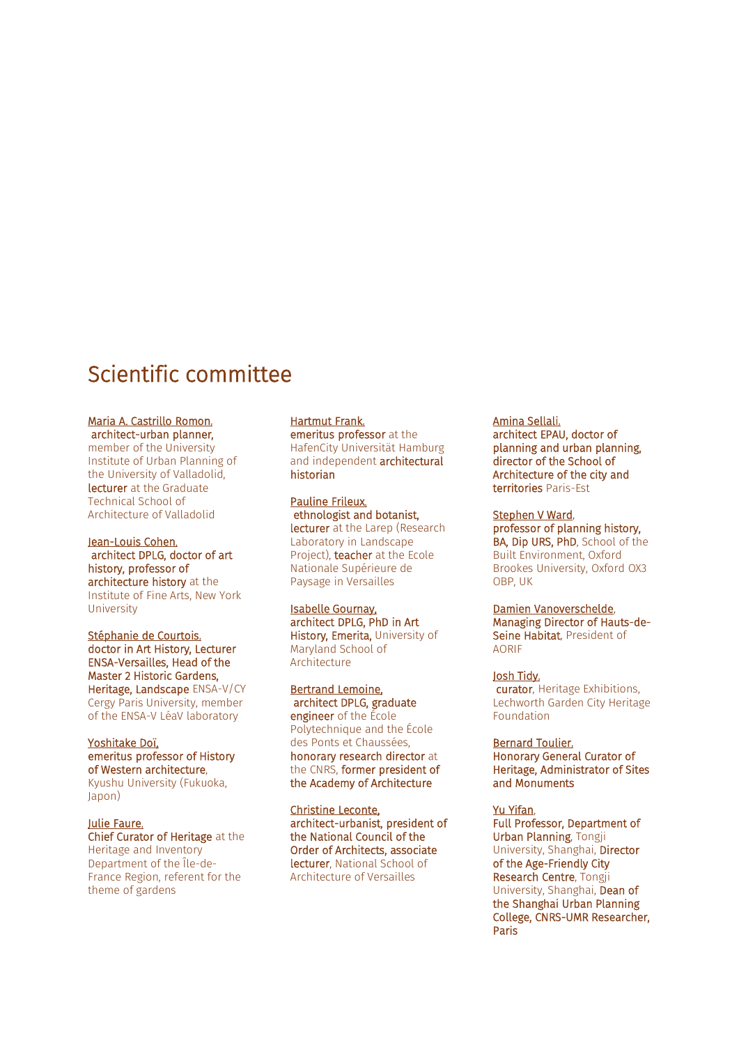# Scientific committee

Maria A. Castrillo Romon, **architect-urban planner,** member of the University Institute of Urban Planning of the University of Valladolid, **lecturer** at the Graduate Technical School of Architecture of Valladolid

Jean-Louis Cohen, **architect DPLG, doctor of art history, professor of architecture history** at the Institute of Fine Arts, New York University

Stéphanie de Courtois, **doctor in Art History, Lecturer ENSA-Versailles, Head of the Master 2 Historic Gardens, Heritage, Landscape** ENSA-V/CY Cergy Paris University, member of the ENSA-V LéaV laboratory

Yoshitake Doï, **emeritus professor of History of Western architecture**, Kyushu University (Fukuoka, Japon)

Julie Faure, **Chief Curator of Heritage** at the Heritage and Inventory Department of the Île-de-France Region, referent for the theme of gardens

Hartmut Frank, **emeritus professor** at the HafenCity Universität Hamburg and independent **architectural historian**

Pauline Frileux, **ethnologist and botanist, lecturer** at the Larep (Research Laboratory in Landscape Project), **teacher** at the Ecole Nationale Supérieure de Paysage in Versailles

Isabelle Gournay, **architect DPLG, PhD in Art History, Emerita,** University of Maryland School of Architecture

Bertrand Lemoine, **architect DPLG, graduate engineer** of the École Polytechnique and the École des Ponts et Chaussées, **honorary research director** at the CNRS, **former president of the Academy of Architecture**

Christine Leconte, **architect-urbanist, president of the National Council of the Order of Architects, associate lecturer**, National School of Architecture of Versailles

Amina Sellali, **architect EPAU, doctor of planning and urban planning, director of the School of Architecture of the city and territories** Paris-Est

Stephen V Ward, **professor of planning history, BA, Dip URS, PhD**, School of the Built Environment, Oxford Brookes University, Oxford OX3 OBP, UK

Damien Vanoverschelde, **Managing Director of Hauts-de-Seine Habitat**, President of AORIF

Josh Tidy, **curator**, Heritage Exhibitions, Lechworth Garden City Heritage Foundation

Bernard Toulier, **Honorary General Curator of Heritage, Administrator of Sites and Monuments**

Yu Yifan, **Full Professor, Department of Urban Planning**, Tongji University, Shanghai, **Director of the Age-Friendly City Research Centre**, Tongji University, Shanghai, **Dean of the Shanghai Urban Planning College, CNRS-UMR Researcher, Paris**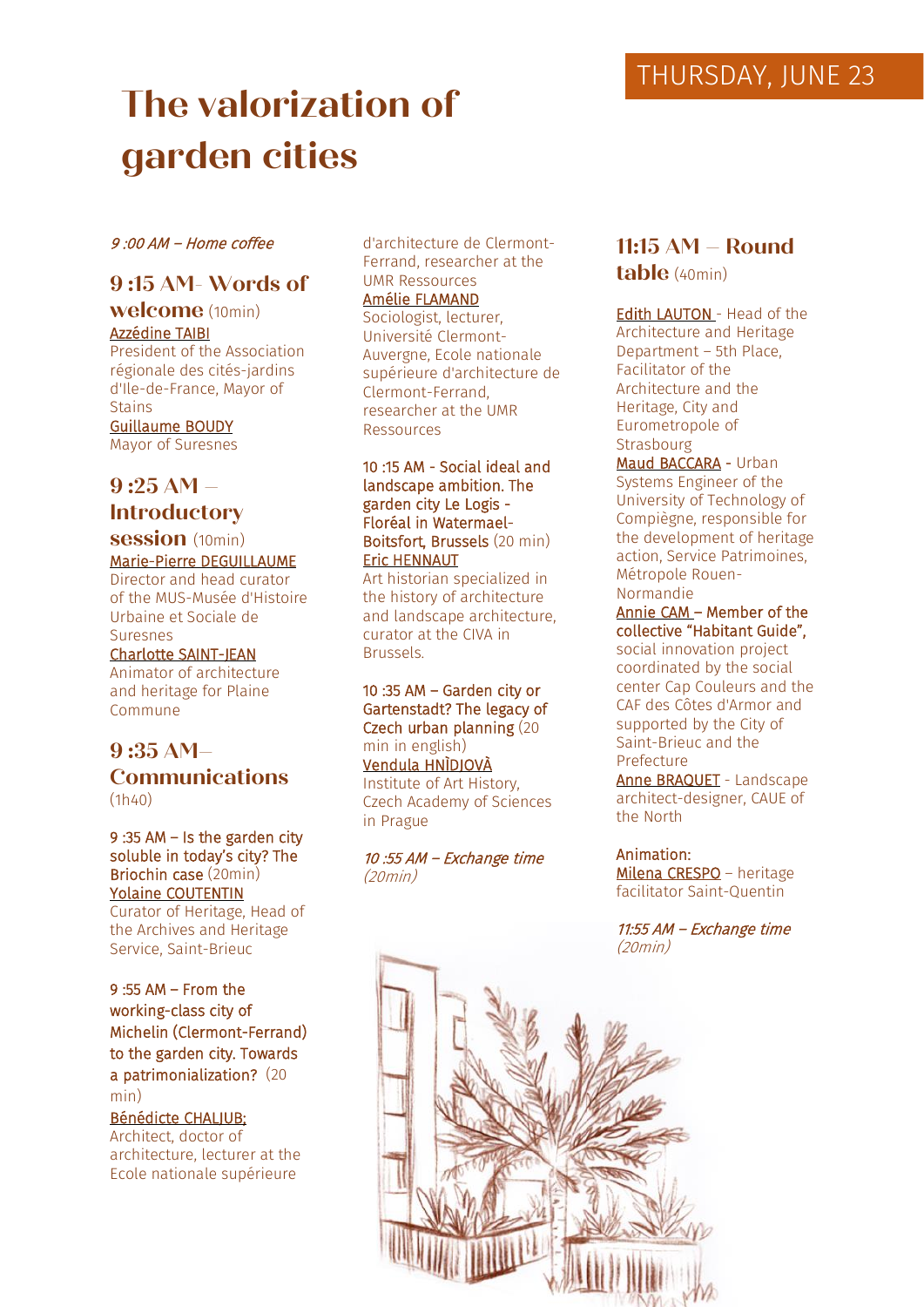THURSDAY, JUNE 23

# The valorization of garden cities

*9 :00 AM – Home coffee*

## 9 :15 AM- Words of welcome (10min)

Azzédine TAIBI
President of the Association régionale des cités-jardins d'Ile-de-France, Mayor of Stains

Guillaume BOUDY
Mayor of Suresnes

## 9 :25 AM – Introductory session (10min)

Marie-Pierre DEGUILLAUME
Director and head curator of the MUS-Musée d'Histoire Urbaine et Sociale de Suresnes

Charlotte SAINT-JEAN
Animator of architecture and heritage for Plaine Commune

## 9 :35 AM– Communications (1h40)

9 :35 AM – Is the garden city soluble in today's city? The Briochin case (20min)

Yolaine COUTENTIN
Curator of Heritage, Head of the Archives and Heritage Service, Saint-Brieuc

9 :55 AM – From the working-class city of Michelin (Clermont-Ferrand) to the garden city. Towards a patrimonialization? (20 min)

Bénédicte CHALJUB;
Architect, doctor of architecture, lecturer at the Ecole nationale supérieure d'architecture de Clermont-Ferrand, researcher at the UMR Ressources

Amélie FLAMAND
Sociologist, lecturer, Université Clermont-Auvergne, Ecole nationale supérieure d'architecture de Clermont-Ferrand, researcher at the UMR Ressources

10 :15 AM - Social ideal and landscape ambition. The garden city Le Logis - Floréal in Watermael-Boitsfort, Brussels (20 min)

Eric HENNAUT
Art historian specialized in the history of architecture and landscape architecture, curator at the CIVA in Brussels.

10 :35 AM – Garden city or Gartenstadt? The legacy of Czech urban planning (20 min in english)

Vendula HNÌDJOVÀ
Institute of Art History, Czech Academy of Sciences in Prague

*10 :55 AM – Exchange time (20min)*

## 11:15 AM – Round table (40min)

Edith LAUTON - Head of the Architecture and Heritage Department – 5th Place, Facilitator of the Architecture and the Heritage, City and Eurometropole of Strasbourg

Maud BACCARA - Urban Systems Engineer of the University of Technology of Compiègne, responsible for the development of heritage action, Service Patrimoines, Métropole Rouen-Normandie

Annie CAM – Member of the collective "Habitant Guide", social innovation project coordinated by the social center Cap Couleurs and the CAF des Côtes d'Armor and supported by the City of Saint-Brieuc and the Prefecture

Anne BRAQUET - Landscape architect-designer, CAUE of the North

Animation:
Milena CRESPO – heritage facilitator Saint-Quentin

*11:55 AM – Exchange time (20min)*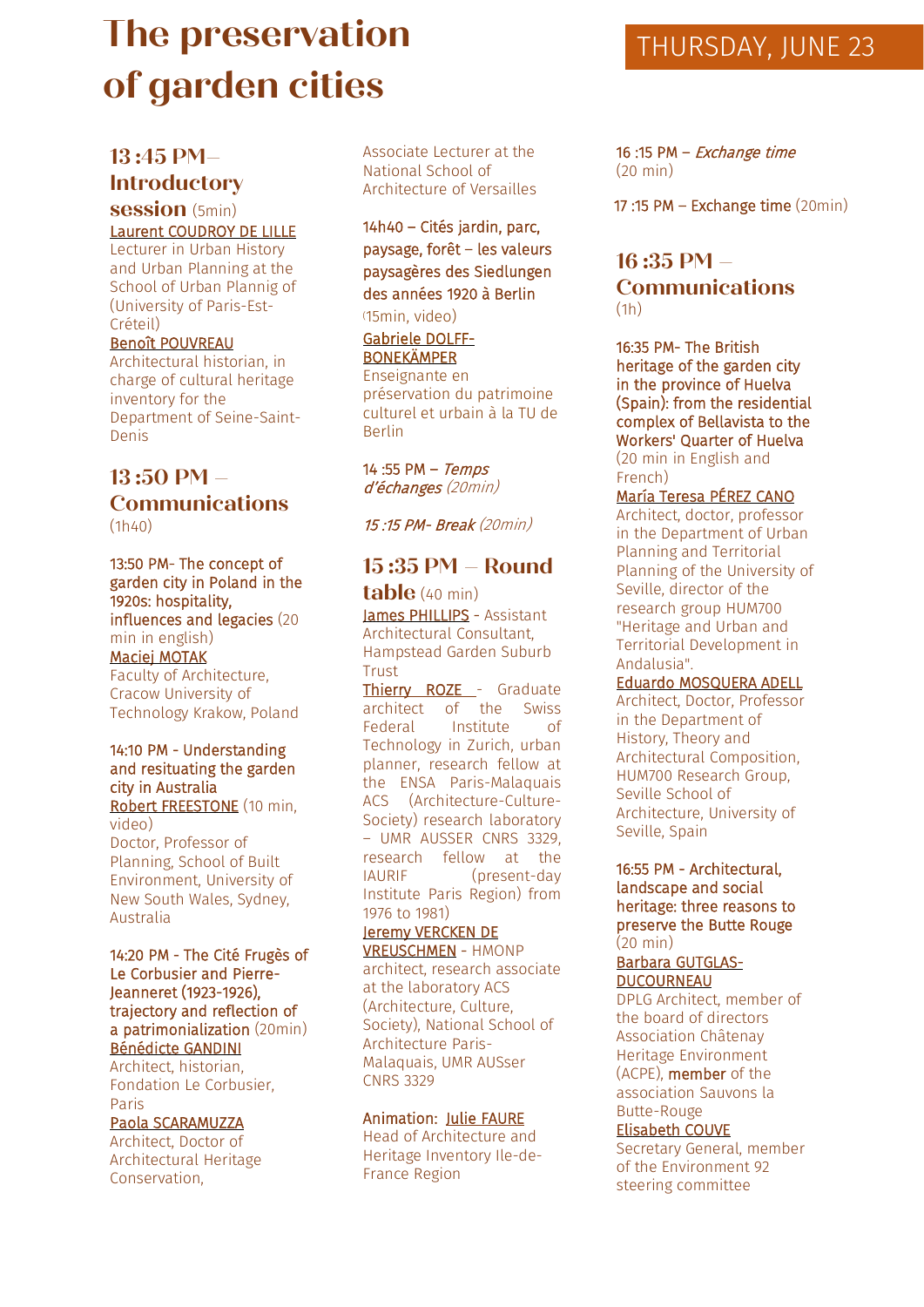# The preservation of garden cities

THURSDAY, JUNE 23

## 13 :45 PM– Introductory session (5min)

Laurent COUDROY DE LILLE
Lecturer in Urban History and Urban Planning at the School of Urban Plannig of (University of Paris-Est-Créteil)

Benoît POUVREAU
Architectural historian, in charge of cultural heritage inventory for the Department of Seine-Saint-Denis

## 13 :50 PM – Communications (1h40)

13:50 PM- The concept of garden city in Poland in the 1920s: hospitality, influences and legacies (20 min in english)
Maciej MOTAK
Faculty of Architecture, Cracow University of Technology Krakow, Poland

14:10 PM - Understanding and resituating the garden city in Australia
Robert FREESTONE (10 min, video)
Doctor, Professor of Planning, School of Built Environment, University of New South Wales, Sydney, Australia

14:20 PM - The Cité Frugès of Le Corbusier and Pierre-Jeanneret (1923-1926), trajectory and reflection of a patrimonialization (20min)
Bénédicte GANDINI
Architect, historian, Fondation Le Corbusier, Paris
Paola SCARAMUZZA
Architect, Doctor of Architectural Heritage Conservation, Associate Lecturer at the National School of Architecture of Versailles

14h40 – Cités jardin, parc, paysage, forêt – les valeurs paysagères des Siedlungen des années 1920 à Berlin (15min, video)
Gabriele DOLFF-BONEKÄMPER
Enseignante en préservation du patrimoine culturel et urbain à la TU de Berlin

14 :55 PM – *Temps d'échanges (20min)*

*15 :15 PM- Break (20min)*

## 15 :35 PM – Round table (40 min)

James PHILLIPS - Assistant Architectural Consultant, Hampstead Garden Suburb Trust
Thierry ROZE - Graduate architect of the Swiss Federal Institute of Technology in Zurich, urban planner, research fellow at the ENSA Paris-Malaquais ACS (Architecture-Culture-Society) research laboratory – UMR AUSSER CNRS 3329, research fellow at the IAURIF (present-day Institute Paris Region) from 1976 to 1981)
Jeremy VERCKEN DE VREUSCHMEN - HMONP architect, research associate at the laboratory ACS (Architecture, Culture, Society), National School of Architecture Paris-Malaquais, UMR AUSser CNRS 3329

Animation: Julie FAURE
Head of Architecture and Heritage Inventory Ile-de-France Region

16 :15 PM – *Exchange time* (20 min)

17 :15 PM – Exchange time (20min)

## 16 :35 PM – Communications (1h)

16:35 PM- The British heritage of the garden city in the province of Huelva (Spain): from the residential complex of Bellavista to the Workers' Quarter of Huelva (20 min in English and French)
María Teresa PÉREZ CANO
Architect, doctor, professor in the Department of Urban Planning and Territorial Planning of the University of Seville, director of the research group HUM700 "Heritage and Urban and Territorial Development in Andalusia".
Eduardo MOSQUERA ADELL
Architect, Doctor, Professor in the Department of History, Theory and Architectural Composition, HUM700 Research Group, Seville School of Architecture, University of Seville, Spain

16:55 PM - Architectural, landscape and social heritage: three reasons to preserve the Butte Rouge (20 min)
Barbara GUTGLAS-DUCOURNEAU
DPLG Architect, member of the board of directors Association Châtenay Heritage Environment (ACPE), member of the association Sauvons la Butte-Rouge
Elisabeth COUVE
Secretary General, member of the Environment 92 steering committee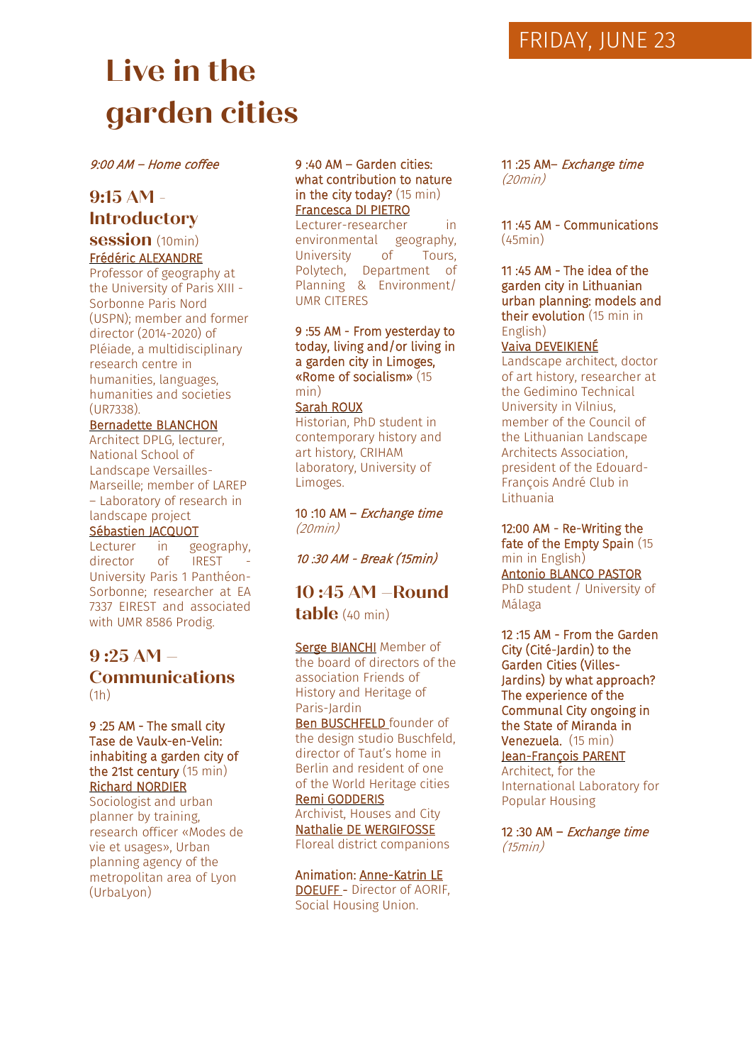FRIDAY, JUNE 23

# Live in the garden cities

*9:00 AM – Home coffee*

## 9:15 AM - Introductory session (10min)

Frédéric ALEXANDRE
Professor of geography at the University of Paris XIII - Sorbonne Paris Nord (USPN); member and former director (2014-2020) of Pléiade, a multidisciplinary research centre in humanities, languages, humanities and societies (UR7338).

Bernadette BLANCHON
Architect DPLG, lecturer, National School of Landscape Versailles-Marseille; member of LAREP – Laboratory of research in landscape project

Sébastien JACQUOT
Lecturer in geography, director of IREST - University Paris 1 Panthéon-Sorbonne; researcher at EA 7337 EIREST and associated with UMR 8586 Prodig.

## 9 :25 AM – Communications (1h)

9 :25 AM - The small city Tase de Vaulx-en-Velin: inhabiting a garden city of the 21st century (15 min)
Richard NORDIER
Sociologist and urban planner by training, research officer «Modes de vie et usages», Urban planning agency of the metropolitan area of Lyon (UrbaLyon)

9 :40 AM – Garden cities: what contribution to nature in the city today? (15 min)
Francesca DI PIETRO
Lecturer-researcher in environmental geography, University of Tours, Polytech, Department of Planning & Environment/ UMR CITERES

9 :55 AM - From yesterday to today, living and/or living in a garden city in Limoges, «Rome of socialism» (15 min)
Sarah ROUX
Historian, PhD student in contemporary history and art history, CRIHAM laboratory, University of Limoges.

10 :10 AM – *Exchange time (20min)*

*10 :30 AM - Break (15min)*

## 10 :45 AM –Round table (40 min)

Serge BIANCHI Member of the board of directors of the association Friends of History and Heritage of Paris-Jardin
Ben BUSCHFELD founder of the design studio Buschfeld, director of Taut's home in Berlin and resident of one of the World Heritage cities
Remi GODDERIS
Archivist, Houses and City
Nathalie DE WERGIFOSSE
Floreal district companions

Animation: Anne-Katrin LE DOEUFF - Director of AORIF, Social Housing Union.

11 :25 AM– *Exchange time (20min)*

11 :45 AM - Communications (45min)

11 :45 AM - The idea of the garden city in Lithuanian urban planning: models and their evolution (15 min in English)
Vaiva DEVEIKIENÉ
Landscape architect, doctor of art history, researcher at the Gedimino Technical University in Vilnius, member of the Council of the Lithuanian Landscape Architects Association, president of the Edouard-François André Club in Lithuania

12:00 AM - Re-Writing the fate of the Empty Spain (15 min in English)
Antonio BLANCO PASTOR
PhD student / University of Málaga

12 :15 AM - From the Garden City (Cité-Jardin) to the Garden Cities (Villes-Jardins) by what approach? The experience of the Communal City ongoing in the State of Miranda in Venezuela. (15 min)
Jean-François PARENT
Architect, for the International Laboratory for Popular Housing

12 :30 AM – *Exchange time (15min)*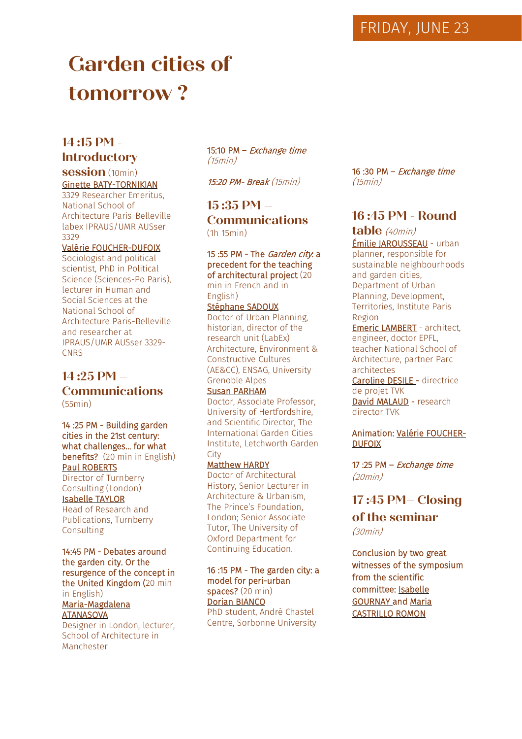FRIDAY, JUNE 23

# Garden cities of tomorrow ?

## 14 :15 PM - Introductory session (10min)

Ginette BATY-TORNIKIAN
3329 Researcher Emeritus, National School of Architecture Paris-Belleville labex IPRAUS/UMR AUSser 3329

Valérie FOUCHER-DUFOIX
Sociologist and political scientist, PhD in Political Science (Sciences-Po Paris), lecturer in Human and Social Sciences at the National School of Architecture Paris-Belleville and researcher at IPRAUS/UMR AUSser 3329-CNRS

## 14 :25 PM – Communications

(55min)

14 :25 PM - Building garden cities in the 21st century: what challenges... for what benefits? (20 min in English)
Paul ROBERTS
Director of Turnberry Consulting (London)
Isabelle TAYLOR
Head of Research and Publications, Turnberry Consulting

14:45 PM - Debates around the garden city. Or the resurgence of the concept in the United Kingdom (20 min in English)
Maria-Magdalena ATANASOVA
Designer in London, lecturer, School of Architecture in Manchester

15:10 PM – *Exchange time (15min)*

*15:20 PM- Break (15min)*

## 15 :35 PM – Communications

(1h 15min)

15 :55 PM - The *Garden city*: a precedent for the teaching of architectural project (20 min in French and in English)
Stéphane SADOUX
Doctor of Urban Planning, historian, director of the research unit (LabEx) Architecture, Environment & Constructive Cultures (AE&CC), ENSAG, University Grenoble Alpes
Susan PARHAM
Doctor, Associate Professor, University of Hertfordshire, and Scientific Director, The International Garden Cities Institute, Letchworth Garden City
Matthew HARDY
Doctor of Architectural History, Senior Lecturer in Architecture & Urbanism, The Prince's Foundation, London; Senior Associate Tutor, The University of Oxford Department for Continuing Education.

16 :15 PM - The garden city: a model for peri-urban spaces? (20 min)
Dorian BIANCO
PhD student, André Chastel Centre, Sorbonne University

16 :30 PM – *Exchange time (15min)*

## 16 :45 PM - Round table *(40min)*

Émilie JAROUSSEAU - urban planner, responsible for sustainable neighbourhoods and garden cities, Department of Urban Planning, Development, Territories, Institute Paris Region
Emeric LAMBERT - architect, engineer, doctor EPFL, teacher National School of Architecture, partner Parc architectes
Caroline DESILE - directrice de projet TVK
David MALAUD - research director TVK

Animation: Valérie FOUCHER-DUFOIX

17 :25 PM – *Exchange time (20min)*

## 17 :45 PM– Closing of the seminar

*(30min)*

Conclusion by two great witnesses of the symposium from the scientific committee: Isabelle GOURNAY and Maria CASTRILLO ROMON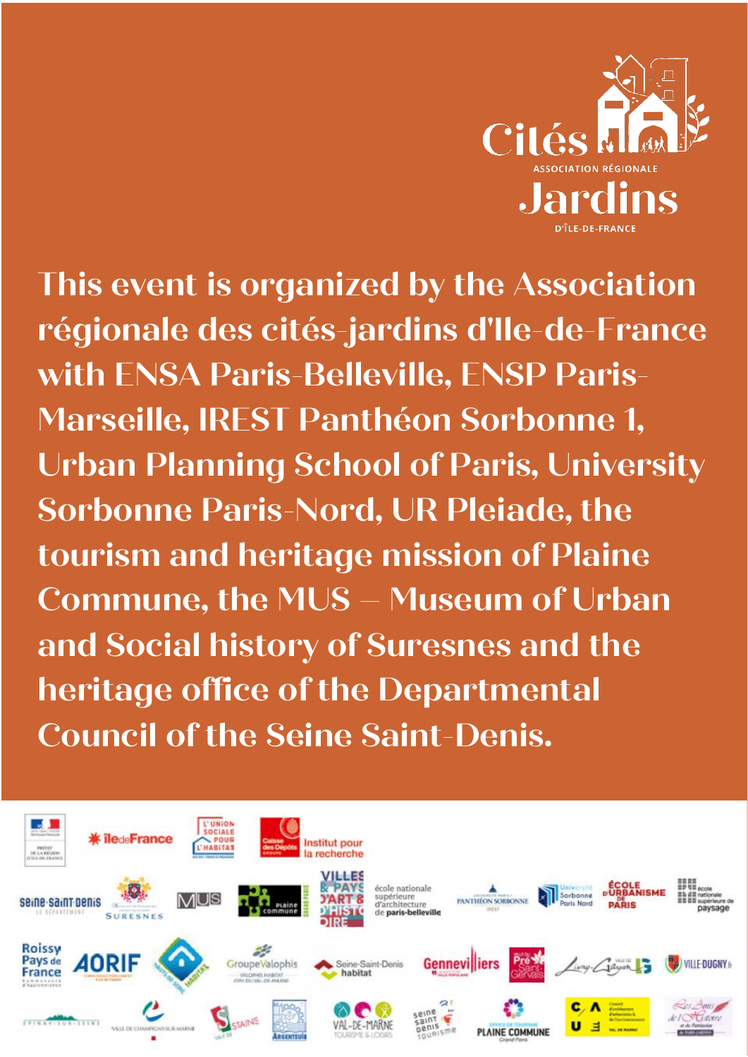Cités Jardins

ASSOCIATION RÉGIONALE

D'ÎLE-DE-FRANCE

This event is organized by the Association régionale des cités-jardins d'Ile-de-France with ENSA Paris-Belleville, ENSP Paris-Marseille, IREST Panthéon Sorbonne 1, Urban Planning School of Paris, University Sorbonne Paris-Nord, UR Pleiade, the tourism and heritage mission of Plaine Commune, the MUS – Museum of Urban and Social history of Suresnes and the heritage office of the Departmental Council of the Seine Saint-Denis.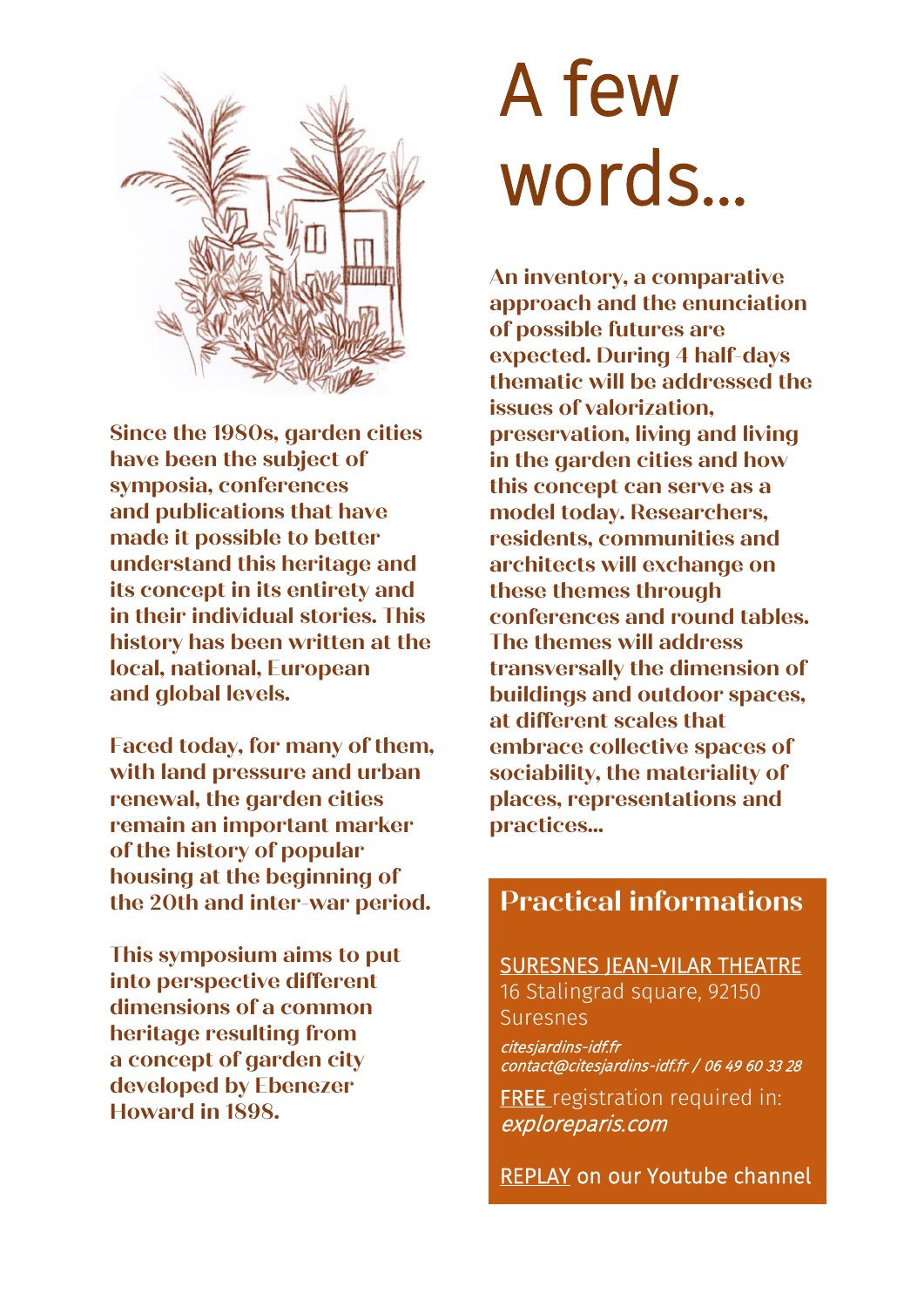# A few words...

Since the 1980s, garden cities have been the subject of symposia, conferences and publications that have made it possible to better understand this heritage and its concept in its entirety and in their individual stories. This history has been written at the local, national, European and global levels.

Faced today, for many of them, with land pressure and urban renewal, the garden cities remain an important marker of the history of popular housing at the beginning of the 20th and inter-war period.

This symposium aims to put into perspective different dimensions of a common heritage resulting from a concept of garden city developed by Ebenezer Howard in 1898.

An inventory, a comparative approach and the enunciation of possible futures are expected. During 4 half-days thematic will be addressed the issues of valorization, preservation, living and living in the garden cities and how this concept can serve as a model today. Researchers, residents, communities and architects will exchange on these themes through conferences and round tables. The themes will address transversally the dimension of buildings and outdoor spaces, at different scales that embrace collective spaces of sociability, the materiality of places, representations and practices...

## Practical informations

SURESNES JEAN-VILAR THEATRE
16 Stalingrad square, 92150 Suresnes

*citesjardins-idf.fr*
*contact@citesjardins-idf.fr / 06 49 60 33 28*

FREE registration required in: *exploreparis.com*

REPLAY on our Youtube channel